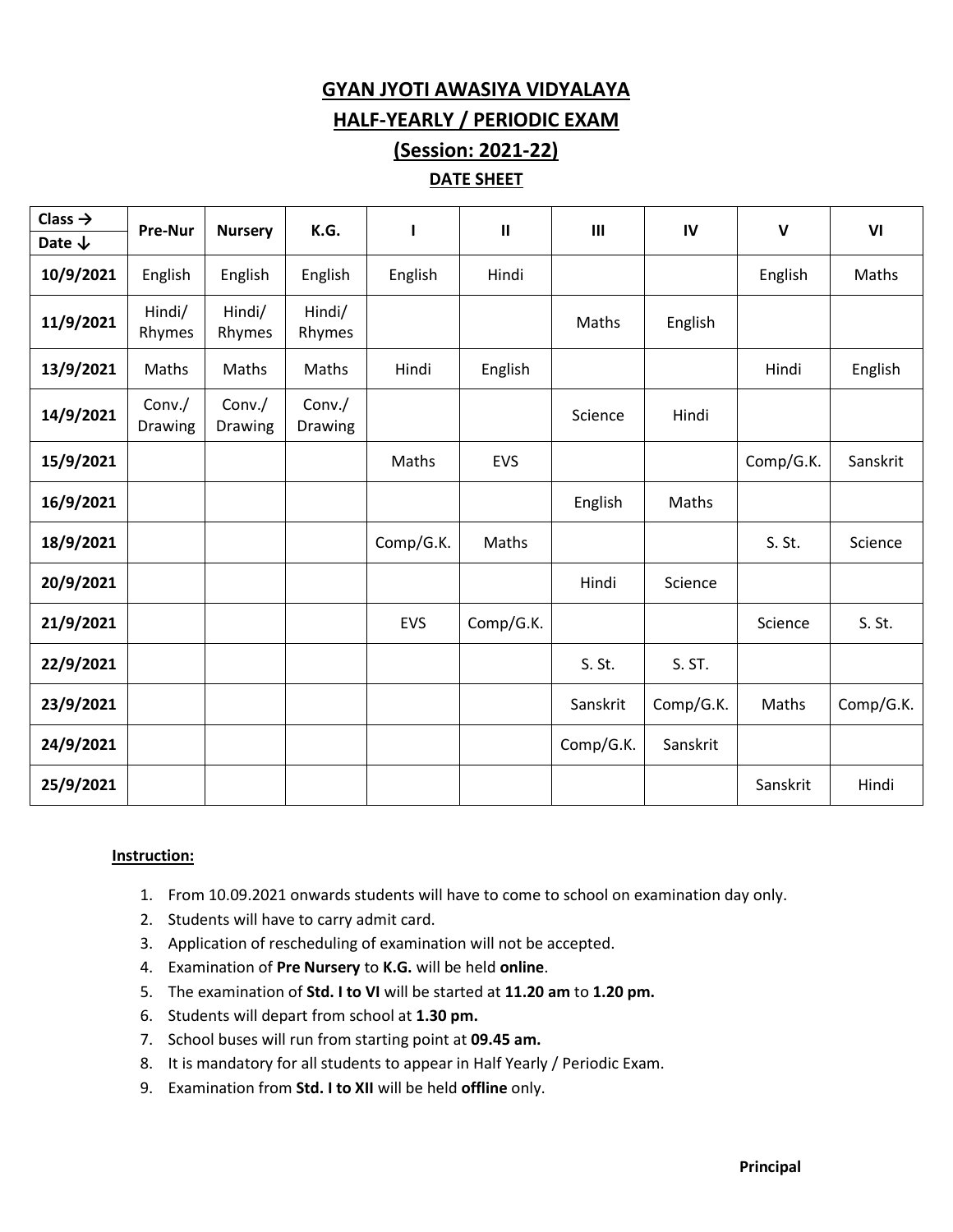# GYAN JYOTI AWASIYA VIDYALAYA

## HALF-YEARLY / PERIODIC EXAM

## (Session: 2021-22)

### DATE SHEET

| Class → / Date ↓ | Pre-Nur | Nursery | K.G. | I | II | III | IV | V | VI |
|---|---|---|---|---|---|---|---|---|---|
| 10/9/2021 | English | English | English | English | Hindi | | | English | Maths |
| 11/9/2021 | Hindi/ Rhymes | Hindi/ Rhymes | Hindi/ Rhymes | | | Maths | English | | |
| 13/9/2021 | Maths | Maths | Maths | Hindi | English | | | Hindi | English |
| 14/9/2021 | Conv./ Drawing | Conv./ Drawing | Conv./ Drawing | | | Science | Hindi | | |
| 15/9/2021 | | | | Maths | EVS | | | Comp/G.K. | Sanskrit |
| 16/9/2021 | | | | | | English | Maths | | |
| 18/9/2021 | | | | Comp/G.K. | Maths | | | S. St. | Science |
| 20/9/2021 | | | | | | Hindi | Science | | |
| 21/9/2021 | | | | EVS | Comp/G.K. | | | Science | S. St. |
| 22/9/2021 | | | | | | S. St. | S. ST. | | |
| 23/9/2021 | | | | | | Sanskrit | Comp/G.K. | Maths | Comp/G.K. |
| 24/9/2021 | | | | | | Comp/G.K. | Sanskrit | | |
| 25/9/2021 | | | | | | | | Sanskrit | Hindi |

**Instruction:**

1. From 10.09.2021 onwards students will have to come to school on examination day only.
2. Students will have to carry admit card.
3. Application of rescheduling of examination will not be accepted.
4. Examination of **Pre Nursery** to **K.G.** will be held **online**.
5. The examination of **Std. I to VI** will be started at **11.20 am** to **1.20 pm.**
6. Students will depart from school at **1.30 pm.**
7. School buses will run from starting point at **09.45 am.**
8. It is mandatory for all students to appear in Half Yearly / Periodic Exam.
9. Examination from **Std. I to XII** will be held **offline** only.

**Principal**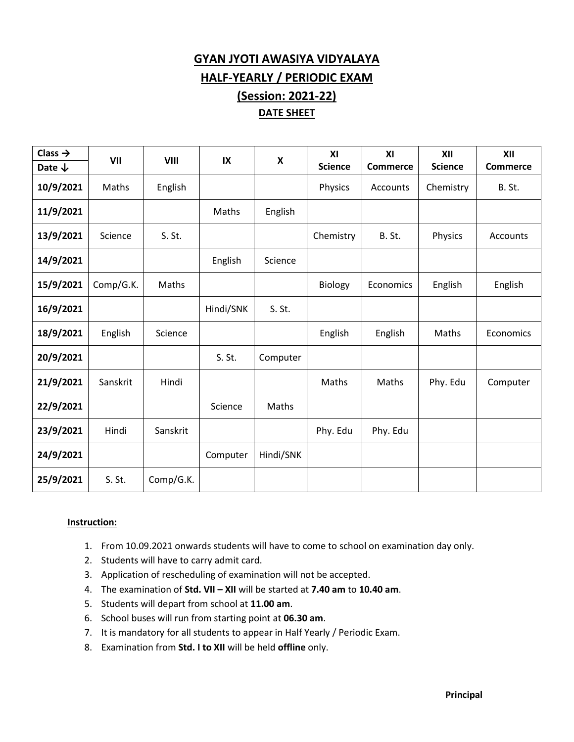# GYAN JYOTI AWASIYA VIDYALAYA

## HALF-YEARLY / PERIODIC EXAM

## (Session: 2021-22)

### DATE SHEET

| Class → Date ↓ | VII | VIII | IX | X | XI Science | XI Commerce | XII Science | XII Commerce |
|---|---|---|---|---|---|---|---|---|
| **10/9/2021** | Maths | English | | | Physics | Accounts | Chemistry | B. St. |
| **11/9/2021** | | | Maths | English | | | | |
| **13/9/2021** | Science | S. St. | | | Chemistry | B. St. | Physics | Accounts |
| **14/9/2021** | | | English | Science | | | | |
| **15/9/2021** | Comp/G.K. | Maths | | | Biology | Economics | English | English |
| **16/9/2021** | | | Hindi/SNK | S. St. | | | | |
| **18/9/2021** | English | Science | | | English | English | Maths | Economics |
| **20/9/2021** | | | S. St. | Computer | | | | |
| **21/9/2021** | Sanskrit | Hindi | | | Maths | Maths | Phy. Edu | Computer |
| **22/9/2021** | | | Science | Maths | | | | |
| **23/9/2021** | Hindi | Sanskrit | | | Phy. Edu | Phy. Edu | | |
| **24/9/2021** | | | Computer | Hindi/SNK | | | | |
| **25/9/2021** | S. St. | Comp/G.K. | | | | | | |

**Instruction:**

1. From 10.09.2021 onwards students will have to come to school on examination day only.
2. Students will have to carry admit card.
3. Application of rescheduling of examination will not be accepted.
4. The examination of **Std. VII – XII** will be started at **7.40 am** to **10.40 am**.
5. Students will depart from school at **11.00 am**.
6. School buses will run from starting point at **06.30 am**.
7. It is mandatory for all students to appear in Half Yearly / Periodic Exam.
8. Examination from **Std. I to XII** will be held **offline** only.

**Principal**